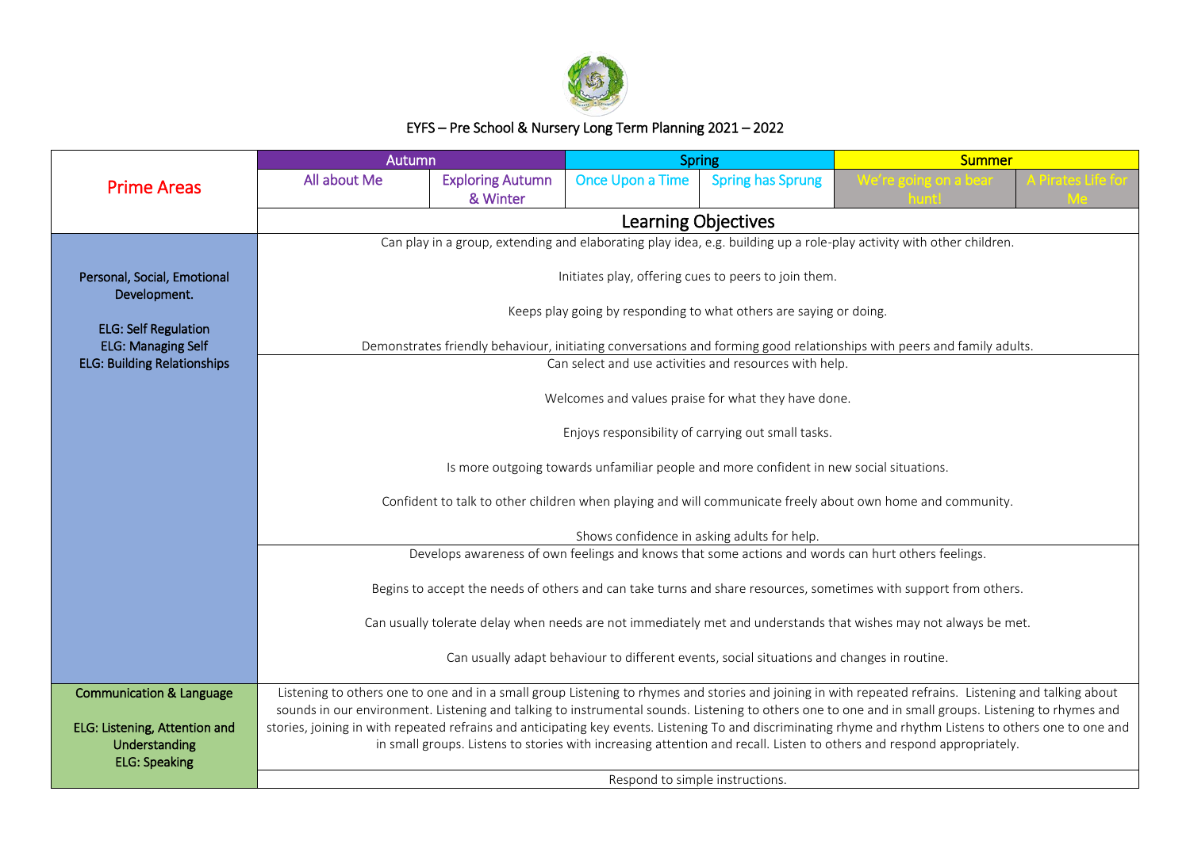# EYFS – Pre School & Nursery Long Term Planning 2021 – 2022

| Prime Areas | Autumn | | Spring | | Summer | |
|---|---|---|---|---|---|---|
| | All about Me | Exploring Autumn & Winter | Once Upon a Time | Spring has Sprung | We're going on a bear hunt! | A Pirates Life for Me |
| | Learning Objectives | | | | | |
| Personal, Social, Emotional Development.<br><br>ELG: Self Regulation<br>ELG: Managing Self<br>ELG: Building Relationships | Can play in a group, extending and elaborating play idea, e.g. building up a role-play activity with other children.<br><br>Initiates play, offering cues to peers to join them.<br><br>Keeps play going by responding to what others are saying or doing.<br><br>Demonstrates friendly behaviour, initiating conversations and forming good relationships with peers and family adults. | | | | | |
| | Can select and use activities and resources with help.<br><br>Welcomes and values praise for what they have done.<br><br>Enjoys responsibility of carrying out small tasks.<br><br>Is more outgoing towards unfamiliar people and more confident in new social situations.<br><br>Confident to talk to other children when playing and will communicate freely about own home and community.<br><br>Shows confidence in asking adults for help. | | | | | |
| | Develops awareness of own feelings and knows that some actions and words can hurt others feelings.<br><br>Begins to accept the needs of others and can take turns and share resources, sometimes with support from others.<br><br>Can usually tolerate delay when needs are not immediately met and understands that wishes may not always be met.<br><br>Can usually adapt behaviour to different events, social situations and changes in routine. | | | | | |
| Communication & Language<br><br>ELG: Listening, Attention and Understanding<br>ELG: Speaking | Listening to others one to one and in a small group Listening to rhymes and stories and joining in with repeated refrains. Listening and talking about sounds in our environment. Listening and talking to instrumental sounds. Listening to others one to one and in small groups. Listening to rhymes and stories, joining in with repeated refrains and anticipating key events. Listening To and discriminating rhyme and rhythm Listens to others one to one and in small groups. Listens to stories with increasing attention and recall. Listen to others and respond appropriately. | | | | | |
| | Respond to simple instructions. | | | | | |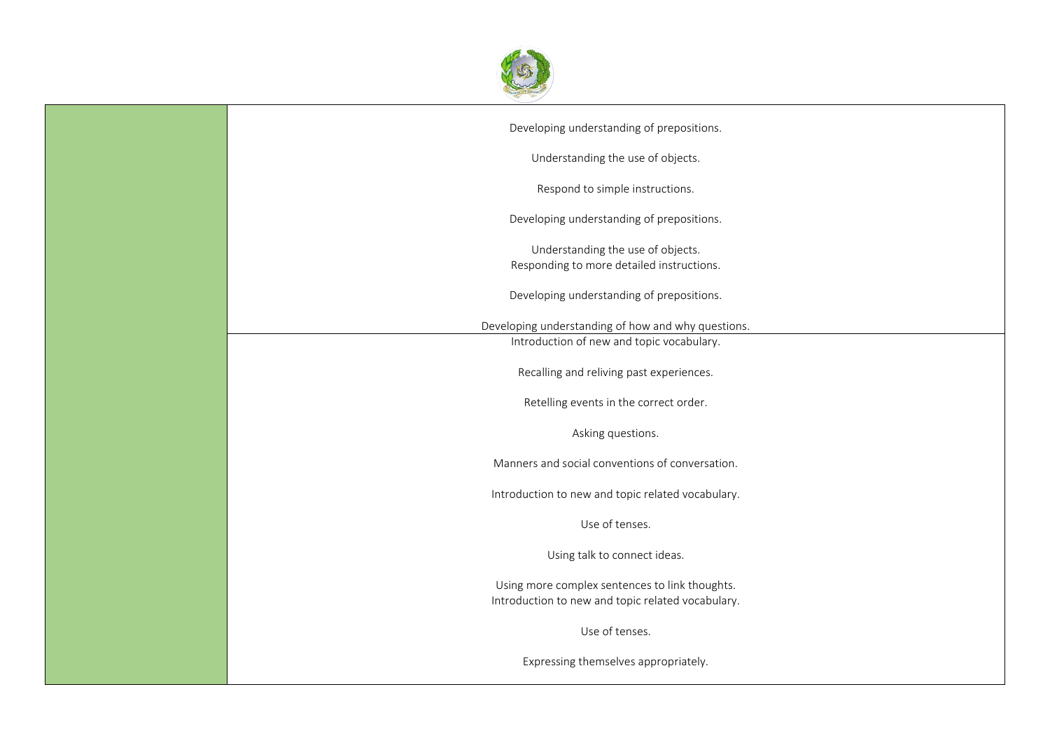| | |
|---|---|
| | Developing understanding of prepositions.<br><br>Understanding the use of objects.<br><br>Respond to simple instructions.<br><br>Developing understanding of prepositions.<br><br>Understanding the use of objects.<br>Responding to more detailed instructions.<br><br>Developing understanding of prepositions.<br><br>Developing understanding of how and why questions. |
| | Introduction of new and topic vocabulary.<br><br>Recalling and reliving past experiences.<br><br>Retelling events in the correct order.<br><br>Asking questions.<br><br>Manners and social conventions of conversation.<br><br>Introduction to new and topic related vocabulary.<br><br>Use of tenses.<br><br>Using talk to connect ideas.<br><br>Using more complex sentences to link thoughts.<br>Introduction to new and topic related vocabulary.<br><br>Use of tenses.<br><br>Expressing themselves appropriately. |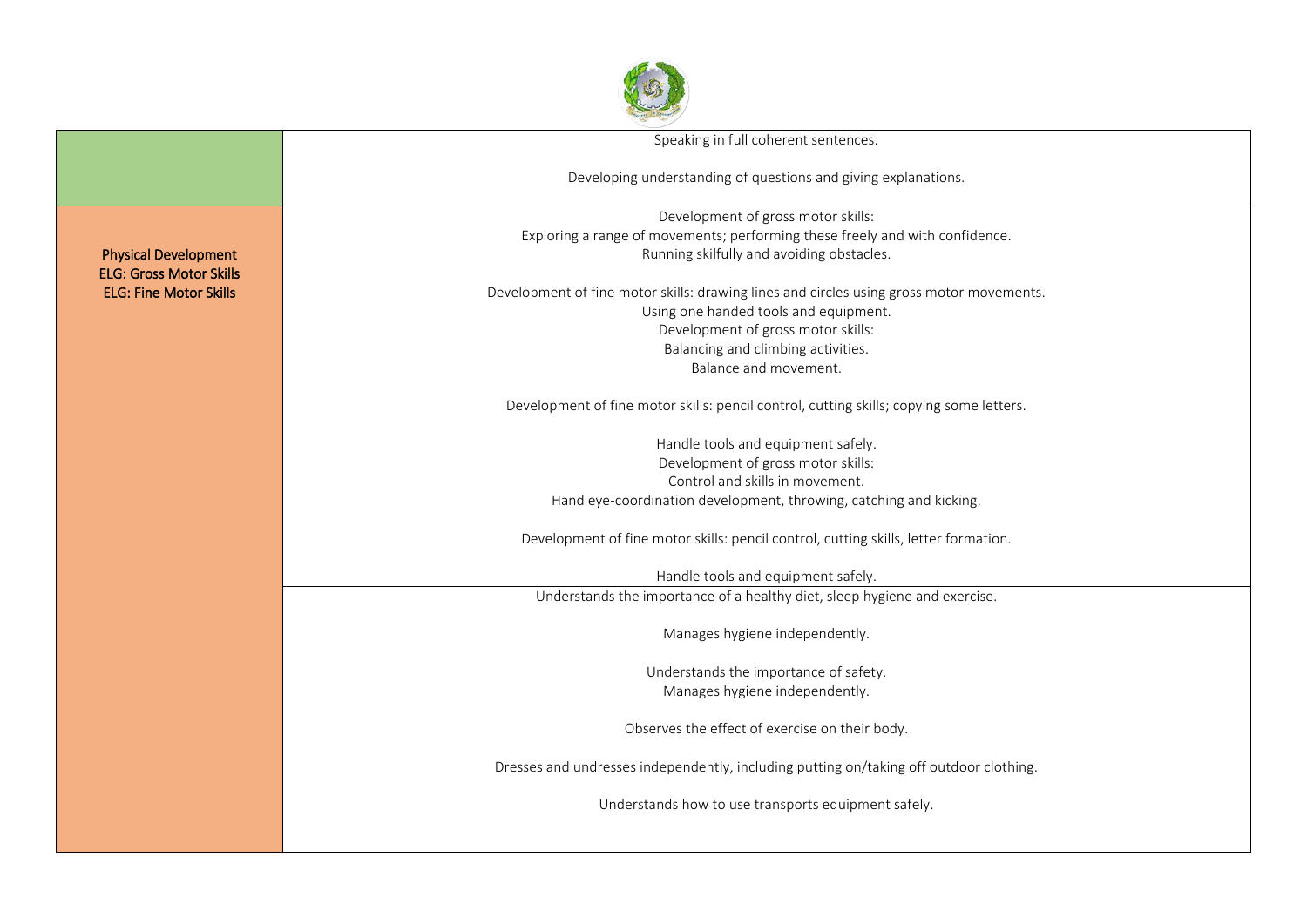| | |
|---|---|
| | Speaking in full coherent sentences.<br><br>Developing understanding of questions and giving explanations. |
| **Physical Development**<br>**ELG: Gross Motor Skills**<br>**ELG: Fine Motor Skills** | Development of gross motor skills:<br>Exploring a range of movements; performing these freely and with confidence.<br>Running skilfully and avoiding obstacles.<br><br>Development of fine motor skills: drawing lines and circles using gross motor movements.<br>Using one handed tools and equipment.<br>Development of gross motor skills:<br>Balancing and climbing activities.<br>Balance and movement.<br><br>Development of fine motor skills: pencil control, cutting skills; copying some letters.<br><br>Handle tools and equipment safely.<br>Development of gross motor skills:<br>Control and skills in movement.<br>Hand eye-coordination development, throwing, catching and kicking.<br><br>Development of fine motor skills: pencil control, cutting skills, letter formation.<br><br>Handle tools and equipment safely. |
| | Understands the importance of a healthy diet, sleep hygiene and exercise.<br><br>Manages hygiene independently.<br><br>Understands the importance of safety.<br>Manages hygiene independently.<br><br>Observes the effect of exercise on their body.<br><br>Dresses and undresses independently, including putting on/taking off outdoor clothing.<br><br>Understands how to use transports equipment safely. |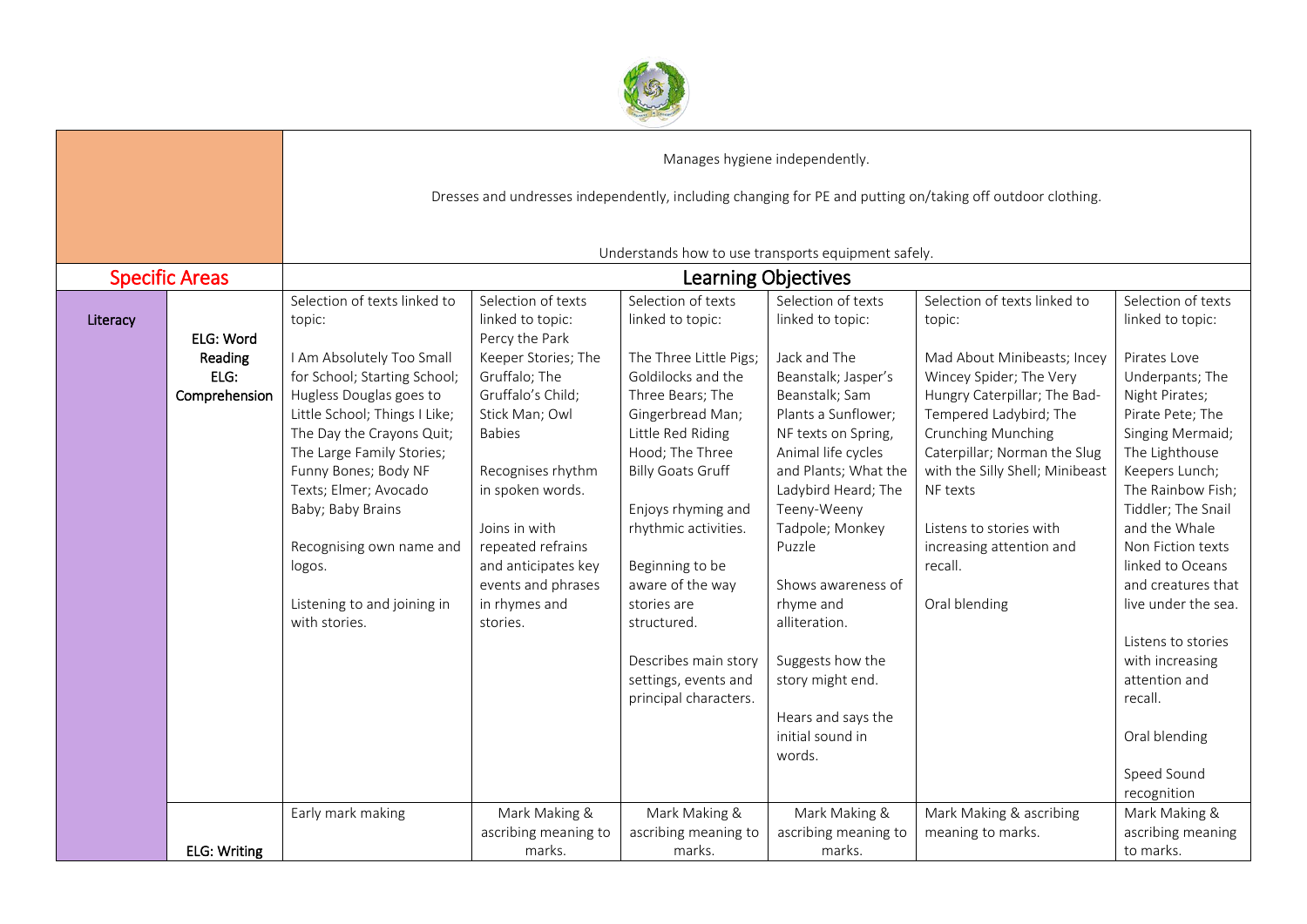| | | | | | | | |
|---|---|---|---|---|---|---|---|
| | | Manages hygiene independently.<br><br>Dresses and undresses independently, including changing for PE and putting on/taking off outdoor clothing.<br><br>Understands how to use transports equipment safely. | | | | | |
| **Specific Areas** | | **Learning Objectives** | | | | | |
| **Literacy** | **ELG: Word Reading**<br>**ELG: Comprehension** | Selection of texts linked to topic:<br><br>I Am Absolutely Too Small for School; Starting School; Hugless Douglas goes to Little School; Things I Like; The Day the Crayons Quit; The Large Family Stories; Funny Bones; Body NF Texts; Elmer; Avocado Baby; Baby Brains<br><br>Recognising own name and logos.<br><br>Listening to and joining in with stories. | Selection of texts linked to topic: Percy the Park Keeper Stories; The Gruffalo; The Gruffalo's Child; Stick Man; Owl Babies<br><br>Recognises rhythm in spoken words.<br><br>Joins in with repeated refrains and anticipates key events and phrases in rhymes and stories. | Selection of texts linked to topic:<br><br>The Three Little Pigs; Goldilocks and the Three Bears; The Gingerbread Man; Little Red Riding Hood; The Three Billy Goats Gruff<br><br>Enjoys rhyming and rhythmic activities.<br><br>Beginning to be aware of the way stories are structured.<br><br>Describes main story settings, events and principal characters. | Selection of texts linked to topic:<br><br>Jack and The Beanstalk; Jasper's Beanstalk; Sam Plants a Sunflower; NF texts on Spring, Animal life cycles and Plants; What the Ladybird Heard; The Teeny-Weeny Tadpole; Monkey Puzzle<br><br>Shows awareness of rhyme and alliteration.<br><br>Suggests how the story might end.<br><br>Hears and says the initial sound in words. | Selection of texts linked to topic:<br><br>Mad About Minibeasts; Incey Wincey Spider; The Very Hungry Caterpillar; The Bad-Tempered Ladybird; The Crunching Munching Caterpillar; Norman the Slug with the Silly Shell; Minibeast NF texts<br><br>Listens to stories with increasing attention and recall.<br><br>Oral blending | Selection of texts linked to topic:<br><br>Pirates Love Underpants; The Night Pirates; Pirate Pete; The Singing Mermaid; The Lighthouse Keepers Lunch; The Rainbow Fish; Tiddler; The Snail and the Whale Non Fiction texts linked to Oceans and creatures that live under the sea.<br><br>Listens to stories with increasing attention and recall.<br><br>Oral blending<br><br>Speed Sound recognition |
| | **ELG: Writing** | Early mark making | Mark Making & ascribing meaning to marks. | Mark Making & ascribing meaning to marks. | Mark Making & ascribing meaning to marks. | Mark Making & ascribing meaning to marks. | Mark Making & ascribing meaning to marks. |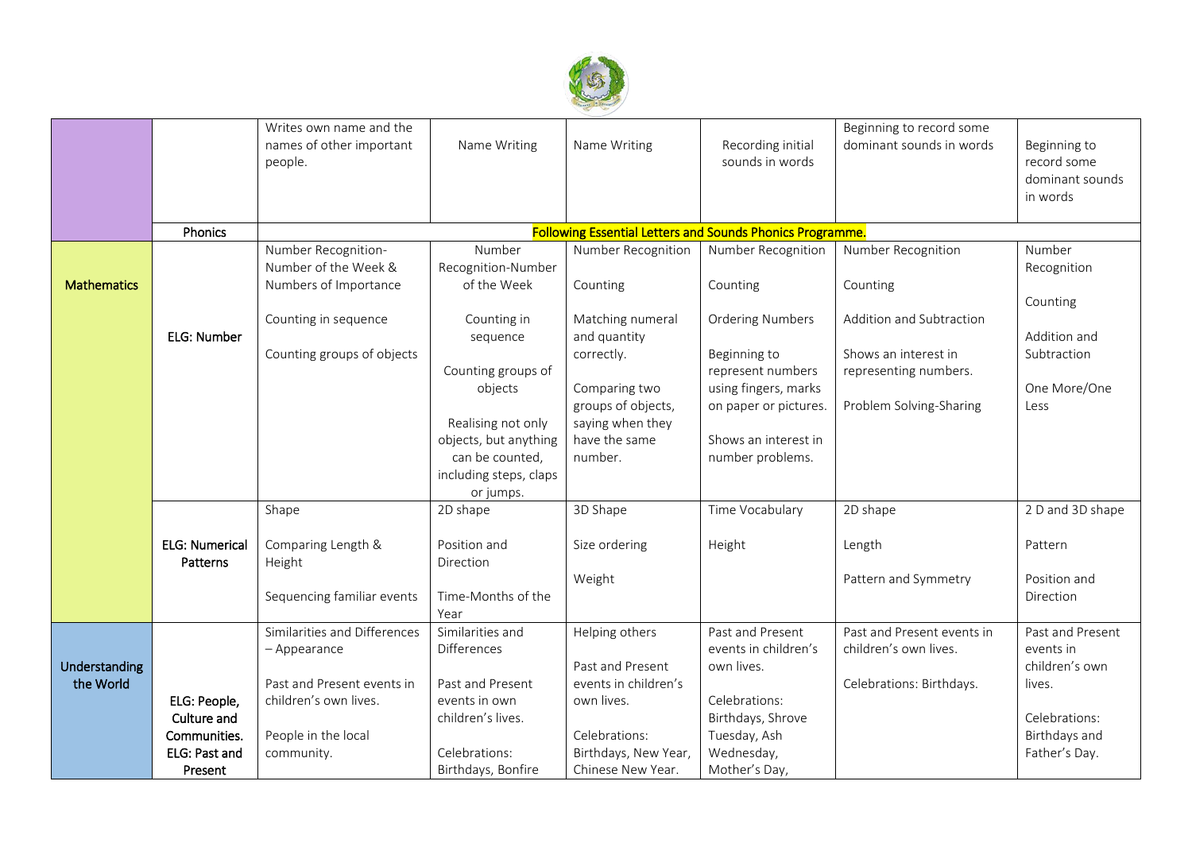| | | | | | | | |
|---|---|---|---|---|---|---|---|
| | | Writes own name and the names of other important people. | Name Writing | Name Writing | Recording initial sounds in words | Beginning to record some dominant sounds in words | Beginning to record some dominant sounds in words |
| | Phonics | Following Essential Letters and Sounds Phonics Programme. | | | | | |
| Mathematics | ELG: Number | Number Recognition-Number of the Week & Numbers of Importance<br><br>Counting in sequence<br><br>Counting groups of objects | Number Recognition-Number of the Week<br><br>Counting in sequence<br><br>Counting groups of objects<br><br>Realising not only objects, but anything can be counted, including steps, claps or jumps. | Number Recognition<br><br>Counting<br><br>Matching numeral and quantity correctly.<br><br>Comparing two groups of objects, saying when they have the same number. | Number Recognition<br><br>Counting<br><br>Ordering Numbers<br><br>Beginning to represent numbers using fingers, marks on paper or pictures.<br><br>Shows an interest in number problems. | Number Recognition<br><br>Counting<br><br>Addition and Subtraction<br><br>Shows an interest in representing numbers.<br><br>Problem Solving-Sharing | Number Recognition<br><br>Counting<br><br>Addition and Subtraction<br><br>One More/One Less |
| | ELG: Numerical Patterns | Shape<br><br>Comparing Length & Height<br><br>Sequencing familiar events | 2D shape<br><br>Position and Direction<br><br>Time-Months of the Year | 3D Shape<br><br>Size ordering<br><br>Weight | Time Vocabulary<br><br>Height | 2D shape<br><br>Length<br><br>Pattern and Symmetry | 2 D and 3D shape<br><br>Pattern<br><br>Position and Direction |
| Understanding the World | ELG: People, Culture and Communities. ELG: Past and Present | Similarities and Differences – Appearance<br><br>Past and Present events in children's own lives.<br><br>People in the local community. | Similarities and Differences<br><br>Past and Present events in own children's lives.<br><br>Celebrations: Birthdays, Bonfire | Helping others<br><br>Past and Present events in children's own lives.<br><br>Celebrations: Birthdays, New Year, Chinese New Year. | Past and Present events in children's own lives.<br><br>Celebrations: Birthdays, Shrove Tuesday, Ash Wednesday, Mother's Day, | Past and Present events in children's own lives.<br><br>Celebrations: Birthdays. | Past and Present events in children's own lives.<br><br>Celebrations: Birthdays and Father's Day. |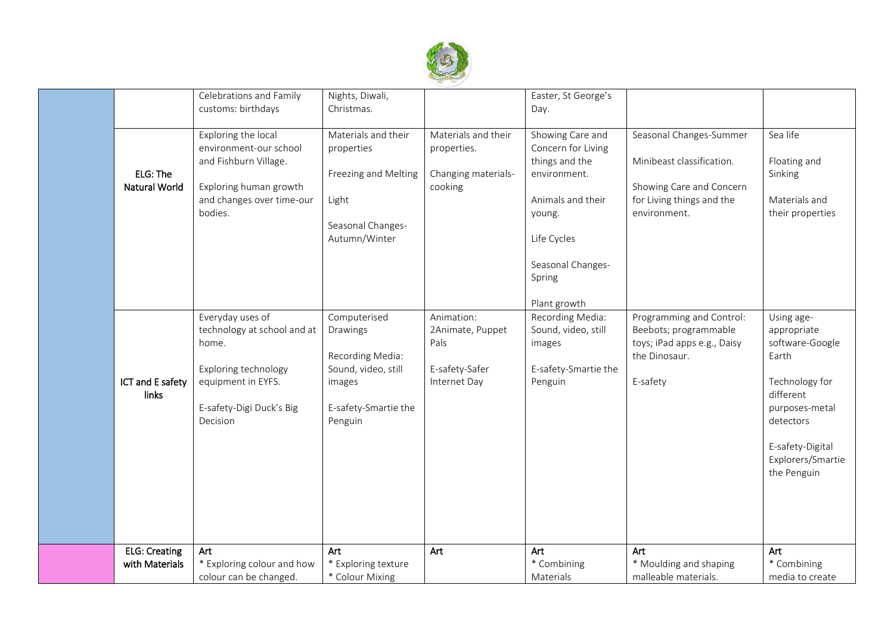| | | | | | | | |
|---|---|---|---|---|---|---|---|
| | | Celebrations and Family customs: birthdays | Nights, Diwali, Christmas. | | Easter, St George's Day. | | |
| | ELG: The Natural World | Exploring the local environment-our school and Fishburn Village.<br><br>Exploring human growth and changes over time-our bodies. | Materials and their properties<br><br>Freezing and Melting<br><br>Light<br><br>Seasonal Changes-Autumn/Winter | Materials and their properties.<br><br>Changing materials-cooking | Showing Care and Concern for Living things and the environment.<br><br>Animals and their young.<br><br>Life Cycles<br><br>Seasonal Changes-Spring<br><br>Plant growth | Seasonal Changes-Summer<br><br>Minibeast classification.<br><br>Showing Care and Concern for Living things and the environment. | Sea life<br><br>Floating and Sinking<br><br>Materials and their properties |
| | ICT and E safety links | Everyday uses of technology at school and at home.<br><br>Exploring technology equipment in EYFS.<br><br>E-safety-Digi Duck's Big Decision | Computerised Drawings<br><br>Recording Media: Sound, video, still images<br><br>E-safety-Smartie the Penguin | Animation: 2Animate, Puppet Pals<br><br>E-safety-Safer Internet Day | Recording Media: Sound, video, still images<br><br>E-safety-Smartie the Penguin | Programming and Control: Beebots; programmable toys; iPad apps e.g., Daisy the Dinosaur.<br><br>E-safety | Using age-appropriate software-Google Earth<br><br>Technology for different purposes-metal detectors<br><br>E-safety-Digital Explorers/Smartie the Penguin |
| | ELG: Creating with Materials | **Art**<br>* Exploring colour and how colour can be changed. | **Art**<br>* Exploring texture<br>* Colour Mixing | **Art** | **Art**<br>* Combining Materials | **Art**<br>* Moulding and shaping malleable materials. | **Art**<br>* Combining media to create |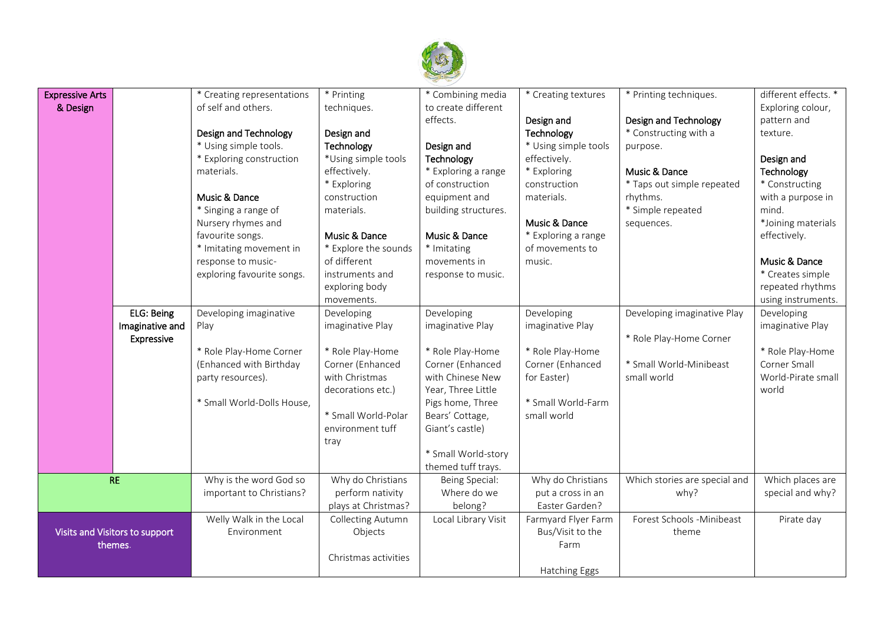| | | | | | | | |
|---|---|---|---|---|---|---|---|
| Expressive Arts & Design | | * Creating representations of self and others.<br><br>Design and Technology<br>* Using simple tools.<br>* Exploring construction materials.<br><br>Music & Dance<br>* Singing a range of Nursery rhymes and favourite songs.<br>* Imitating movement in response to music- exploring favourite songs. | * Printing techniques.<br><br>Design and Technology<br>*Using simple tools effectively.<br>* Exploring construction materials.<br><br>Music & Dance<br>* Explore the sounds of different instruments and exploring body movements. | * Combining media to create different effects.<br><br>Design and Technology<br>* Exploring a range of construction equipment and building structures.<br><br>Music & Dance<br>* Imitating movements in response to music. | * Creating textures<br><br>Design and Technology<br>* Using simple tools effectively.<br>* Exploring construction materials.<br><br>Music & Dance<br>* Exploring a range of movements to music. | * Printing techniques.<br><br>Design and Technology<br>* Constructing with a purpose.<br><br>Music & Dance<br>* Taps out simple repeated rhythms.<br>* Simple repeated sequences. | different effects. * Exploring colour, pattern and texture.<br><br>Design and Technology<br>* Constructing with a purpose in mind.<br>*Joining materials effectively.<br><br>Music & Dance<br>* Creates simple repeated rhythms using instruments. |
| | ELG: Being Imaginative and Expressive | Developing imaginative Play<br><br>* Role Play-Home Corner (Enhanced with Birthday party resources).<br><br>* Small World-Dolls House, | Developing imaginative Play<br><br>* Role Play-Home Corner (Enhanced with Christmas decorations etc.)<br><br>* Small World-Polar environment tuff tray | Developing imaginative Play<br><br>* Role Play-Home Corner (Enhanced with Chinese New Year, Three Little Pigs home, Three Bears' Cottage, Giant's castle)<br><br>* Small World-story themed tuff trays. | Developing imaginative Play<br><br>* Role Play-Home Corner (Enhanced for Easter)<br><br>* Small World-Farm small world | Developing imaginative Play<br><br>* Role Play-Home Corner<br><br>* Small World-Minibeast small world | Developing imaginative Play<br><br>* Role Play-Home Corner Small World-Pirate small world |
| RE | | Why is the word God so important to Christians? | Why do Christians perform nativity plays at Christmas? | Being Special: Where do we belong? | Why do Christians put a cross in an Easter Garden? | Which stories are special and why? | Which places are special and why? |
| Visits and Visitors to support themes. | | Welly Walk in the Local Environment | Collecting Autumn Objects<br><br>Christmas activities | Local Library Visit | Farmyard Flyer Farm Bus/Visit to the Farm<br><br>Hatching Eggs | Forest Schools -Minibeast theme | Pirate day |